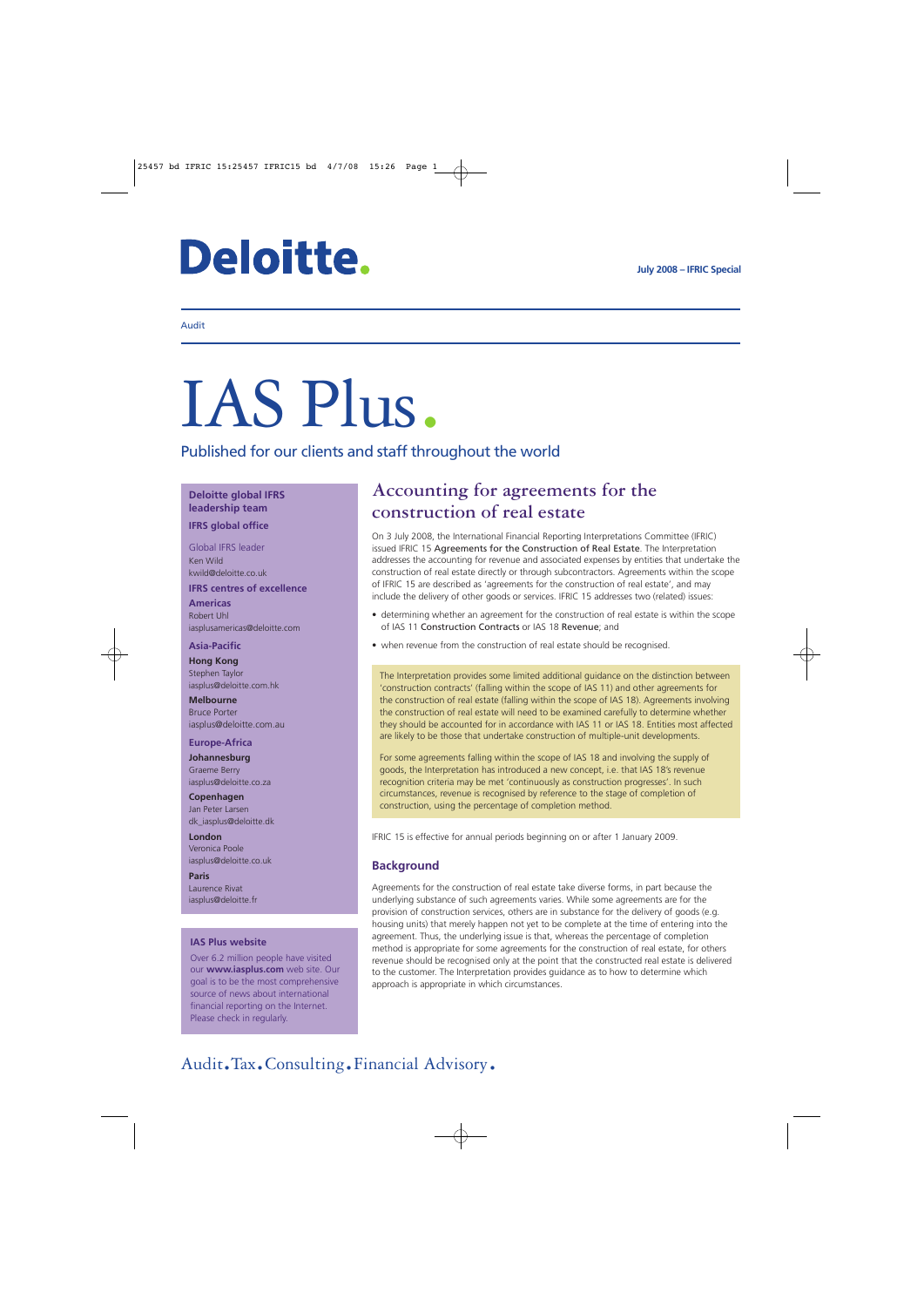# Deloitte.

July 2008 – IFRIC Special

Audit

# IAS Plus.

Published for our clients and staff throughout the world

## Accounting for agreements for the construction of real estate

On 3 July 2008, the International Financial Reporting Interpretations Committee (IFRIC) issued IFRIC 15 **Agreements for the Construction of Real Estate**. The Interpretation addresses the accounting for revenue and associated expenses by entities that undertake the construction of real estate directly or through subcontractors. Agreements within the scope of IFRIC 15 are described as 'agreements for the construction of real estate', and may include the delivery of other goods or services. IFRIC 15 addresses two (related) issues:

- determining whether an agreement for the construction of real estate is within the scope of IAS 11 **Construction Contracts** or IAS 18 **Revenue**; and
- when revenue from the construction of real estate should be recognised.

The Interpretation provides some limited additional guidance on the distinction between 'construction contracts' (falling within the scope of IAS 11) and other agreements for the construction of real estate (falling within the scope of IAS 18). Agreements involving the construction of real estate will need to be examined carefully to determine whether they should be accounted for in accordance with IAS 11 or IAS 18. Entities most affected are likely to be those that undertake construction of multiple-unit developments.

For some agreements falling within the scope of IAS 18 and involving the supply of goods, the Interpretation has introduced a new concept, i.e. that IAS 18's revenue recognition criteria may be met 'continuously as construction progresses'. In such circumstances, revenue is recognised by reference to the stage of completion of construction, using the percentage of completion method.

IFRIC 15 is effective for annual periods beginning on or after 1 January 2009.

### Background

Agreements for the construction of real estate take diverse forms, in part because the underlying substance of such agreements varies. While some agreements are for the provision of construction services, others are in substance for the delivery of goods (e.g. housing units) that merely happen not yet to be complete at the time of entering into the agreement. Thus, the underlying issue is that, whereas the percentage of completion method is appropriate for some agreements for the construction of real estate, for others revenue should be recognised only at the point that the constructed real estate is delivered to the customer. The Interpretation provides guidance as to how to determine which approach is appropriate in which circumstances.

**Deloitte global IFRS leadership team**

**IFRS global office**

Global IFRS leader
Ken Wild
kwild@deloitte.co.uk

**IFRS centres of excellence**

**Americas**
Robert Uhl
iasplusamericas@deloitte.com

**Asia-Pacific**

**Hong Kong**
Stephen Taylor
iasplus@deloitte.com.hk

**Melbourne**
Bruce Porter
iasplus@deloitte.com.au

**Europe-Africa**

**Johannesburg**
Graeme Berry
iasplus@deloitte.co.za

**Copenhagen**
Jan Peter Larsen
dk_iasplus@deloitte.dk

**London**
Veronica Poole
iasplus@deloitte.co.uk

**Paris**
Laurence Rivat
iasplus@deloitte.fr

**IAS Plus website**

Over 6.2 million people have visited our **www.iasplus.com** web site. Our goal is to be the most comprehensive source of news about international financial reporting on the Internet. Please check in regularly.

Audit. Tax. Consulting. Financial Advisory.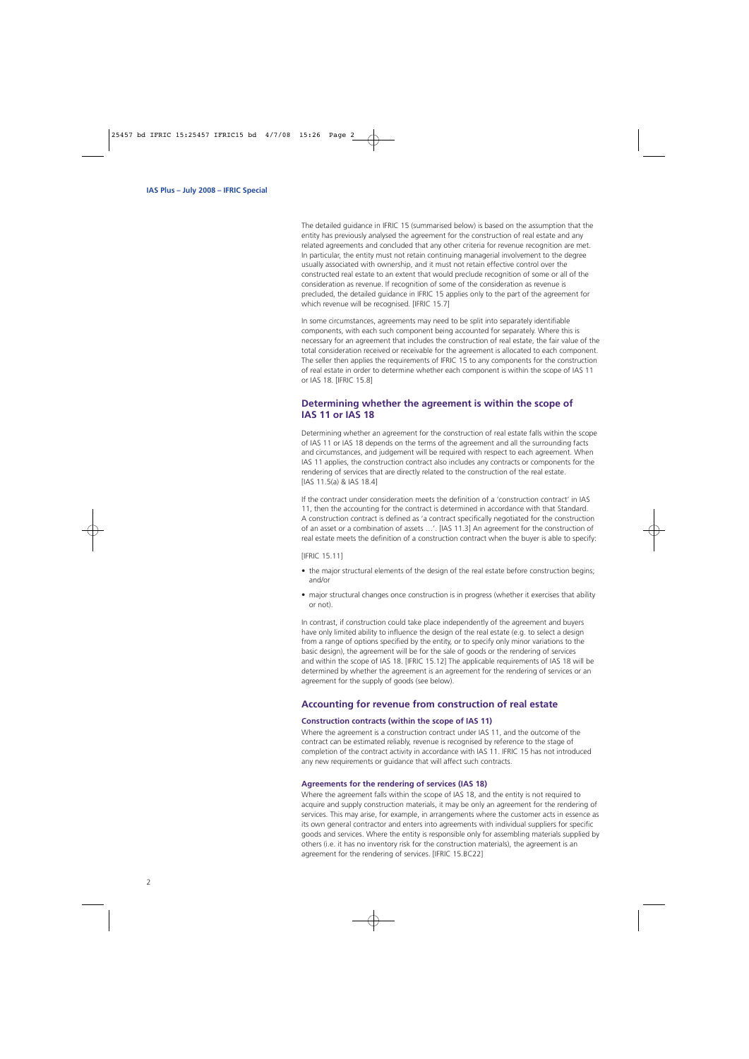The detailed guidance in IFRIC 15 (summarised below) is based on the assumption that the entity has previously analysed the agreement for the construction of real estate and any related agreements and concluded that any other criteria for revenue recognition are met. In particular, the entity must not retain continuing managerial involvement to the degree usually associated with ownership, and it must not retain effective control over the constructed real estate to an extent that would preclude recognition of some or all of the consideration as revenue. If recognition of some of the consideration as revenue is precluded, the detailed guidance in IFRIC 15 applies only to the part of the agreement for which revenue will be recognised. [IFRIC 15.7]

In some circumstances, agreements may need to be split into separately identifiable components, with each such component being accounted for separately. Where this is necessary for an agreement that includes the construction of real estate, the fair value of the total consideration received or receivable for the agreement is allocated to each component. The seller then applies the requirements of IFRIC 15 to any components for the construction of real estate in order to determine whether each component is within the scope of IAS 11 or IAS 18. [IFRIC 15.8]

## Determining whether the agreement is within the scope of IAS 11 or IAS 18

Determining whether an agreement for the construction of real estate falls within the scope of IAS 11 or IAS 18 depends on the terms of the agreement and all the surrounding facts and circumstances, and judgement will be required with respect to each agreement. When IAS 11 applies, the construction contract also includes any contracts or components for the rendering of services that are directly related to the construction of the real estate. [IAS 11.5(a) & IAS 18.4]

If the contract under consideration meets the definition of a 'construction contract' in IAS 11, then the accounting for the contract is determined in accordance with that Standard. A construction contract is defined as 'a contract specifically negotiated for the construction of an asset or a combination of assets …'. [IAS 11.3] An agreement for the construction of real estate meets the definition of a construction contract when the buyer is able to specify:

[IFRIC 15.11]

- the major structural elements of the design of the real estate before construction begins; and/or
- major structural changes once construction is in progress (whether it exercises that ability or not).

In contrast, if construction could take place independently of the agreement and buyers have only limited ability to influence the design of the real estate (e.g. to select a design from a range of options specified by the entity, or to specify only minor variations to the basic design), the agreement will be for the sale of goods or the rendering of services and within the scope of IAS 18. [IFRIC 15.12] The applicable requirements of IAS 18 will be determined by whether the agreement is an agreement for the rendering of services or an agreement for the supply of goods (see below).

## Accounting for revenue from construction of real estate

### Construction contracts (within the scope of IAS 11)

Where the agreement is a construction contract under IAS 11, and the outcome of the contract can be estimated reliably, revenue is recognised by reference to the stage of completion of the contract activity in accordance with IAS 11. IFRIC 15 has not introduced any new requirements or guidance that will affect such contracts.

### Agreements for the rendering of services (IAS 18)

Where the agreement falls within the scope of IAS 18, and the entity is not required to acquire and supply construction materials, it may be only an agreement for the rendering of services. This may arise, for example, in arrangements where the customer acts in essence as its own general contractor and enters into agreements with individual suppliers for specific goods and services. Where the entity is responsible only for assembling materials supplied by others (i.e. it has no inventory risk for the construction materials), the agreement is an agreement for the rendering of services. [IFRIC 15.BC22]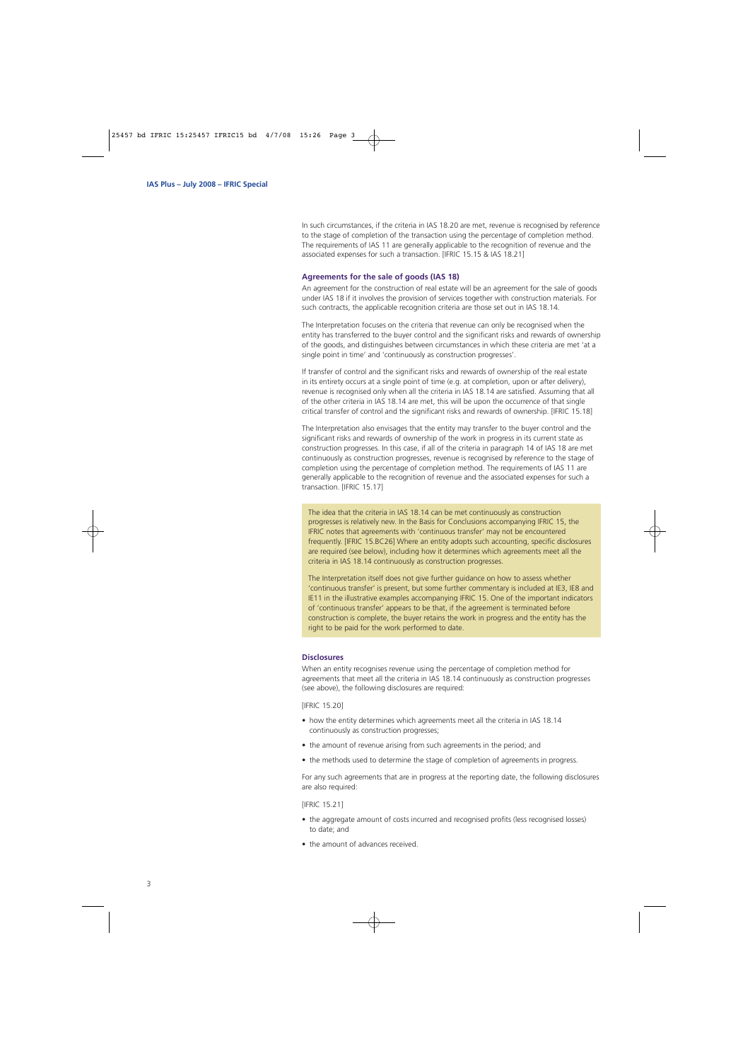In such circumstances, if the criteria in IAS 18.20 are met, revenue is recognised by reference to the stage of completion of the transaction using the percentage of completion method. The requirements of IAS 11 are generally applicable to the recognition of revenue and the associated expenses for such a transaction. [IFRIC 15.15 & IAS 18.21]

### Agreements for the sale of goods (IAS 18)

An agreement for the construction of real estate will be an agreement for the sale of goods under IAS 18 if it involves the provision of services together with construction materials. For such contracts, the applicable recognition criteria are those set out in IAS 18.14.

The Interpretation focuses on the criteria that revenue can only be recognised when the entity has transferred to the buyer control and the significant risks and rewards of ownership of the goods, and distinguishes between circumstances in which these criteria are met 'at a single point in time' and 'continuously as construction progresses'.

If transfer of control and the significant risks and rewards of ownership of the real estate in its entirety occurs at a single point of time (e.g. at completion, upon or after delivery), revenue is recognised only when all the criteria in IAS 18.14 are satisfied. Assuming that all of the other criteria in IAS 18.14 are met, this will be upon the occurrence of that single critical transfer of control and the significant risks and rewards of ownership. [IFRIC 15.18]

The Interpretation also envisages that the entity may transfer to the buyer control and the significant risks and rewards of ownership of the work in progress in its current state as construction progresses. In this case, if all of the criteria in paragraph 14 of IAS 18 are met continuously as construction progresses, revenue is recognised by reference to the stage of completion using the percentage of completion method. The requirements of IAS 11 are generally applicable to the recognition of revenue and the associated expenses for such a transaction. [IFRIC 15.17]

The idea that the criteria in IAS 18.14 can be met continuously as construction progresses is relatively new. In the Basis for Conclusions accompanying IFRIC 15, the IFRIC notes that agreements with 'continuous transfer' may not be encountered frequently. [IFRIC 15.BC26] Where an entity adopts such accounting, specific disclosures are required (see below), including how it determines which agreements meet all the criteria in IAS 18.14 continuously as construction progresses.

The Interpretation itself does not give further guidance on how to assess whether 'continuous transfer' is present, but some further commentary is included at IE3, IE8 and IE11 in the illustrative examples accompanying IFRIC 15. One of the important indicators of 'continuous transfer' appears to be that, if the agreement is terminated before construction is complete, the buyer retains the work in progress and the entity has the right to be paid for the work performed to date.

### Disclosures

When an entity recognises revenue using the percentage of completion method for agreements that meet all the criteria in IAS 18.14 continuously as construction progresses (see above), the following disclosures are required:

[IFRIC 15.20]

- how the entity determines which agreements meet all the criteria in IAS 18.14 continuously as construction progresses;
- the amount of revenue arising from such agreements in the period; and
- the methods used to determine the stage of completion of agreements in progress.

For any such agreements that are in progress at the reporting date, the following disclosures are also required:

[IFRIC 15.21]

- the aggregate amount of costs incurred and recognised profits (less recognised losses) to date; and
- the amount of advances received.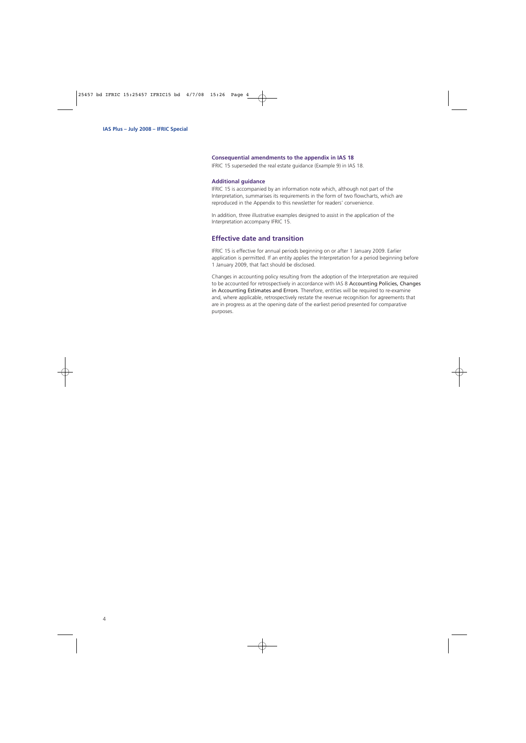### Consequential amendments to the appendix in IAS 18

IFRIC 15 superseded the real estate guidance (Example 9) in IAS 18.

### Additional guidance

IFRIC 15 is accompanied by an information note which, although not part of the Interpretation, summarises its requirements in the form of two flowcharts, which are reproduced in the Appendix to this newsletter for readers' convenience.

In addition, three illustrative examples designed to assist in the application of the Interpretation accompany IFRIC 15.

## Effective date and transition

IFRIC 15 is effective for annual periods beginning on or after 1 January 2009. Earlier application is permitted. If an entity applies the Interpretation for a period beginning before 1 January 2009, that fact should be disclosed.

Changes in accounting policy resulting from the adoption of the Interpretation are required to be accounted for retrospectively in accordance with IAS 8 Accounting Policies, Changes in Accounting Estimates and Errors. Therefore, entities will be required to re-examine and, where applicable, retrospectively restate the revenue recognition for agreements that are in progress as at the opening date of the earliest period presented for comparative purposes.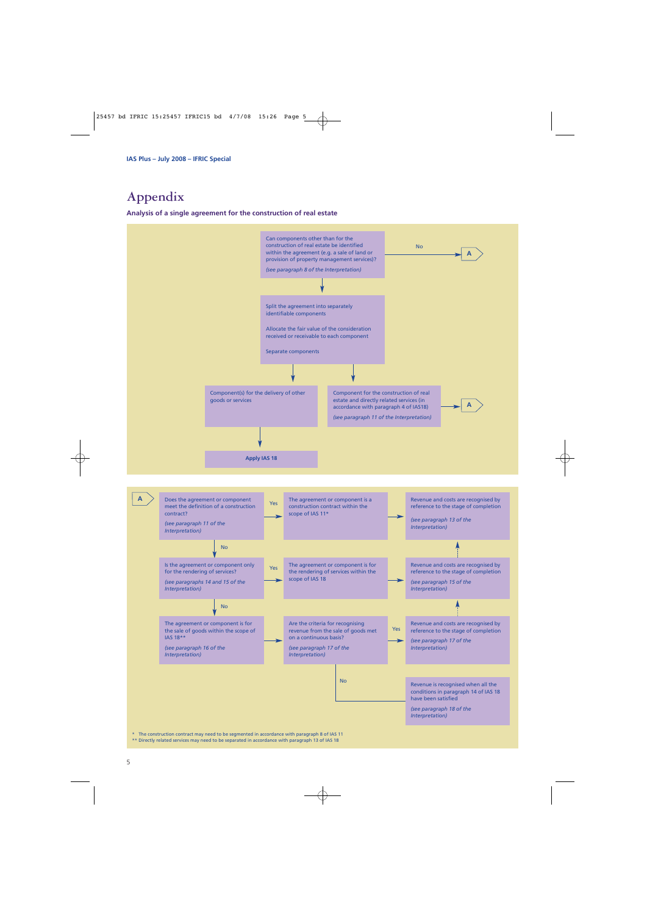# Appendix

**Analysis of a single agreement for the construction of real estate**

Can components other than for the construction of real estate be identified within the agreement (e.g. a sale of land or provision of property management services)?

*(see paragraph 8 of the Interpretation)*

No → A

Split the agreement into separately identifiable components

Allocate the fair value of the consideration received or receivable to each component

Separate components

Component(s) for the delivery of other goods or services → **Apply IAS 18**

Component for the construction of real estate and directly related services (in accordance with paragraph 4 of IAS18)

*(see paragraph 11 of the Interpretation)* → A

---

**A**

Does the agreement or component meet the definition of a construction contract?

*(see paragraph 11 of the Interpretation)*

Yes → The agreement or component is a construction contract within the scope of IAS 11* → Revenue and costs are recognised by reference to the stage of completion *(see paragraph 13 of the Interpretation)*

No ↓

Is the agreement or component only for the rendering of services?

*(see paragraphs 14 and 15 of the Interpretation)*

Yes → The agreement or component is for the rendering of services within the scope of IAS 18 → Revenue and costs are recognised by reference to the stage of completion *(see paragraph 15 of the Interpretation)*

No ↓

The agreement or component is for the sale of goods within the scope of IAS 18**

*(see paragraph 16 of the Interpretation)*

→ Are the criteria for recognising revenue from the sale of goods met on a continuous basis?

*(see paragraph 17 of the Interpretation)*

Yes → Revenue and costs are recognised by reference to the stage of completion *(see paragraph 17 of the Interpretation)*

No → Revenue is recognised when all the conditions in paragraph 14 of IAS 18 have been satisfied *(see paragraph 18 of the Interpretation)*

\* The construction contract may need to be segmented in accordance with paragraph 8 of IAS 11

\*\* Directly related services may need to be separated in accordance with paragraph 13 of IAS 18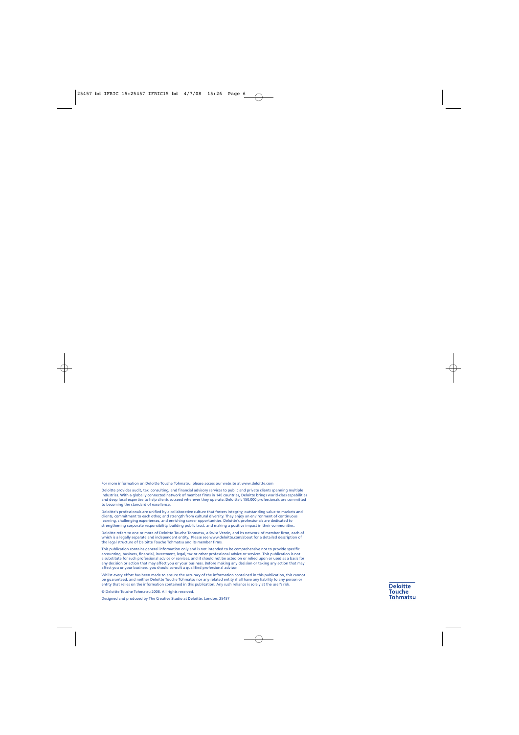For more information on Deloitte Touche Tohmatsu, please access our website at www.deloitte.com

Deloitte provides audit, tax, consulting, and financial advisory services to public and private clients spanning multiple industries. With a globally connected network of member firms in 140 countries, Deloitte brings world-class capabilities and deep local expertise to help clients succeed wherever they operate. Deloitte's 150,000 professionals are committed to becoming the standard of excellence.

Deloitte's professionals are unified by a collaborative culture that fosters integrity, outstanding value to markets and clients, commitment to each other, and strength from cultural diversity. They enjoy an environment of continuous learning, challenging experiences, and enriching career opportunities. Deloitte's professionals are dedicated to strengthening corporate responsibility, building public trust, and making a positive impact in their communities.

Deloitte refers to one or more of Deloitte Touche Tohmatsu, a Swiss Verein, and its network of member firms, each of which is a legally separate and independent entity. Please see www.deloitte.com/about for a detailed description of the legal structure of Deloitte Touche Tohmatsu and its member firms.

This publication contains general information only and is not intended to be comprehensive nor to provide specific accounting, business, financial, investment, legal, tax or other professional advice or services. This publication is not a substitute for such professional advice or services, and it should not be acted on or relied upon or used as a basis for any decision or action that may affect you or your business. Before making any decision or taking any action that may affect you or your business, you should consult a qualified professional advisor.

Whilst every effort has been made to ensure the accuracy of the information contained in this publication, this cannot be guaranteed, and neither Deloitte Touche Tohmatsu nor any related entity shall have any liability to any person or entity that relies on the information contained in this publication. Any such reliance is solely at the user's risk.

© Deloitte Touche Tohmatsu 2008. All rights reserved.

Designed and produced by The Creative Studio at Deloitte, London. 25457

Deloitte
Touche
Tohmatsu